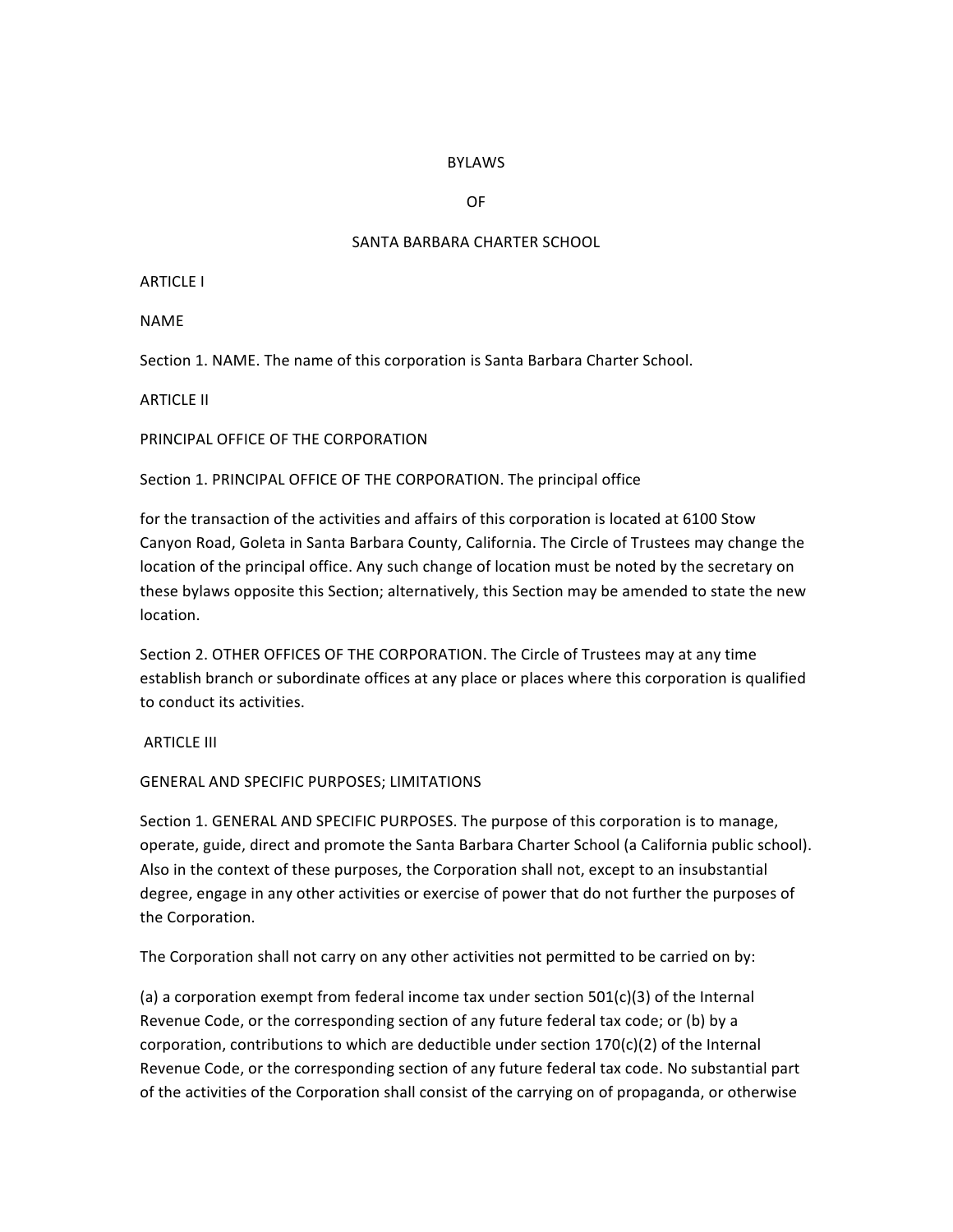# BYLAWS

# OF

# SANTA BARBARA CHARTER SCHOOL

## ARTICLE I

## NAME

Section 1. NAME. The name of this corporation is Santa Barbara Charter School.

## ARTICLE II

## PRINCIPAL OFFICE OF THE CORPORATION

Section 1. PRINCIPAL OFFICE OF THE CORPORATION. The principal office

for the transaction of the activities and affairs of this corporation is located at 6100 Stow Canyon Road, Goleta in Santa Barbara County, California. The Circle of Trustees may change the location of the principal office. Any such change of location must be noted by the secretary on these bylaws opposite this Section; alternatively, this Section may be amended to state the new location.

Section 2. OTHER OFFICES OF THE CORPORATION. The Circle of Trustees may at any time establish branch or subordinate offices at any place or places where this corporation is qualified to conduct its activities.

## ARTICLE III

## GENERAL AND SPECIFIC PURPOSES; LIMITATIONS

Section 1. GENERAL AND SPECIFIC PURPOSES. The purpose of this corporation is to manage, operate, guide, direct and promote the Santa Barbara Charter School (a California public school). Also in the context of these purposes, the Corporation shall not, except to an insubstantial degree, engage in any other activities or exercise of power that do not further the purposes of the Corporation.

The Corporation shall not carry on any other activities not permitted to be carried on by:

(a) a corporation exempt from federal income tax under section 501(c)(3) of the Internal Revenue Code, or the corresponding section of any future federal tax code; or (b) by a corporation, contributions to which are deductible under section 170(c)(2) of the Internal Revenue Code, or the corresponding section of any future federal tax code. No substantial part of the activities of the Corporation shall consist of the carrying on of propaganda, or otherwise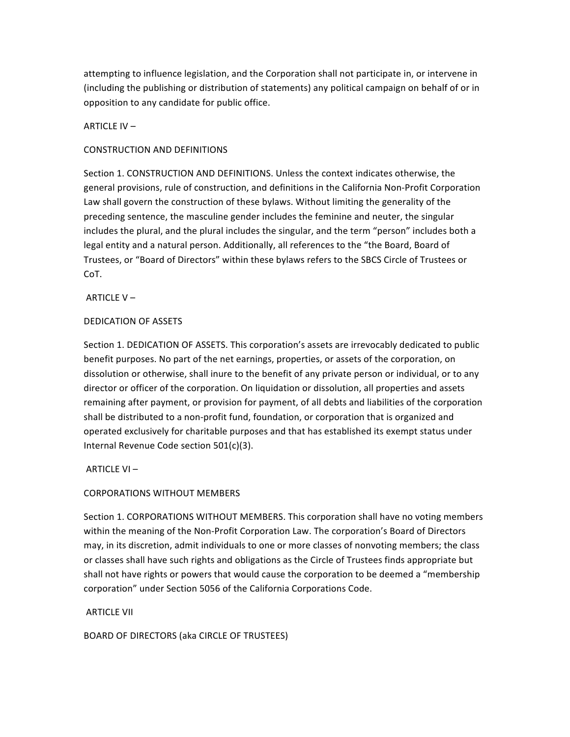attempting to influence legislation, and the Corporation shall not participate in, or intervene in (including the publishing or distribution of statements) any political campaign on behalf of or in opposition to any candidate for public office.

## ARTICLE IV –

## CONSTRUCTION AND DEFINITIONS

Section 1. CONSTRUCTION AND DEFINITIONS. Unless the context indicates otherwise, the general provisions, rule of construction, and definitions in the California Non-Profit Corporation Law shall govern the construction of these bylaws. Without limiting the generality of the preceding sentence, the masculine gender includes the feminine and neuter, the singular includes the plural, and the plural includes the singular, and the term "person" includes both a legal entity and a natural person. Additionally, all references to the "the Board, Board of Trustees, or "Board of Directors" within these bylaws refers to the SBCS Circle of Trustees or CoT.

## ARTICLE V –

## DEDICATION OF ASSETS

Section 1. DEDICATION OF ASSETS. This corporation's assets are irrevocably dedicated to public benefit purposes. No part of the net earnings, properties, or assets of the corporation, on dissolution or otherwise, shall inure to the benefit of any private person or individual, or to any director or officer of the corporation. On liquidation or dissolution, all properties and assets remaining after payment, or provision for payment, of all debts and liabilities of the corporation shall be distributed to a non-profit fund, foundation, or corporation that is organized and operated exclusively for charitable purposes and that has established its exempt status under Internal Revenue Code section 501(c)(3).

## ARTICLE VI –

## CORPORATIONS WITHOUT MEMBERS

Section 1. CORPORATIONS WITHOUT MEMBERS. This corporation shall have no voting members within the meaning of the Non-Profit Corporation Law. The corporation's Board of Directors may, in its discretion, admit individuals to one or more classes of nonvoting members; the class or classes shall have such rights and obligations as the Circle of Trustees finds appropriate but shall not have rights or powers that would cause the corporation to be deemed a "membership corporation" under Section 5056 of the California Corporations Code.

## ARTICLE VII

## BOARD OF DIRECTORS (aka CIRCLE OF TRUSTEES)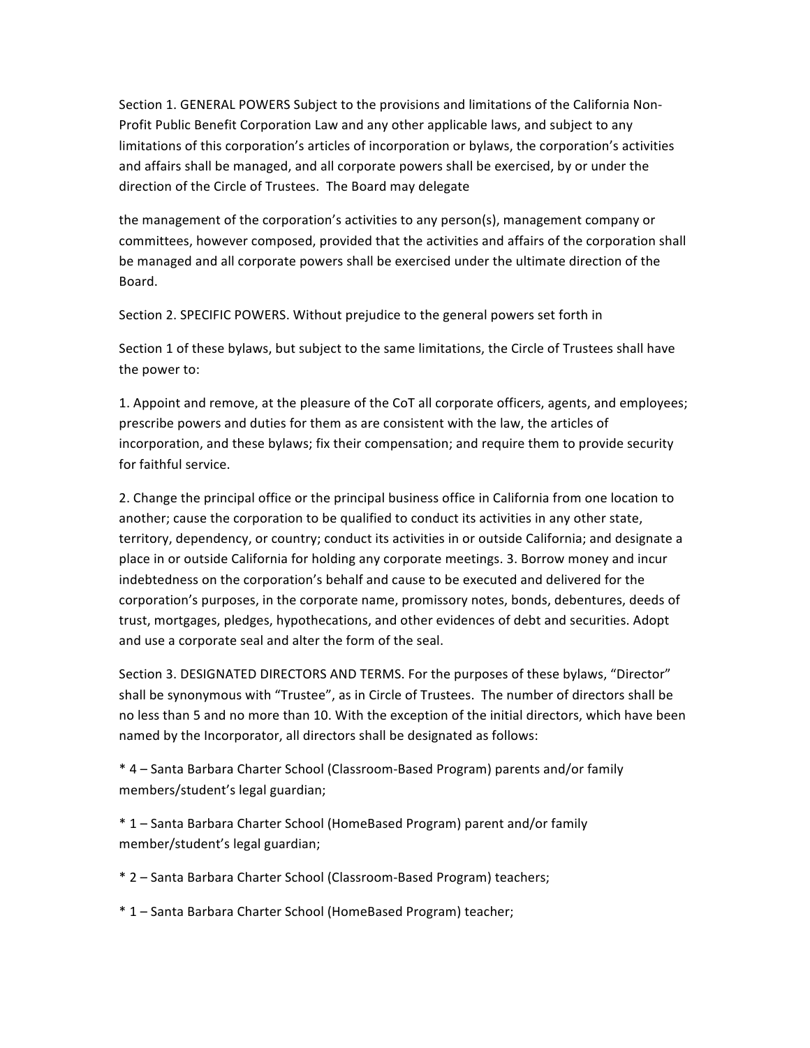Section 1. GENERAL POWERS Subject to the provisions and limitations of the California Non-Profit Public Benefit Corporation Law and any other applicable laws, and subject to any limitations of this corporation's articles of incorporation or bylaws, the corporation's activities and affairs shall be managed, and all corporate powers shall be exercised, by or under the direction of the Circle of Trustees. The Board may delegate

the management of the corporation's activities to any person(s), management company or committees, however composed, provided that the activities and affairs of the corporation shall be managed and all corporate powers shall be exercised under the ultimate direction of the Board.

Section 2. SPECIFIC POWERS. Without prejudice to the general powers set forth in

Section 1 of these bylaws, but subject to the same limitations, the Circle of Trustees shall have the power to:

1. Appoint and remove, at the pleasure of the CoT all corporate officers, agents, and employees; prescribe powers and duties for them as are consistent with the law, the articles of incorporation, and these bylaws; fix their compensation; and require them to provide security for faithful service.

2. Change the principal office or the principal business office in California from one location to another; cause the corporation to be qualified to conduct its activities in any other state, territory, dependency, or country; conduct its activities in or outside California; and designate a place in or outside California for holding any corporate meetings. 3. Borrow money and incur indebtedness on the corporation's behalf and cause to be executed and delivered for the corporation's purposes, in the corporate name, promissory notes, bonds, debentures, deeds of trust, mortgages, pledges, hypothecations, and other evidences of debt and securities. Adopt and use a corporate seal and alter the form of the seal.

Section 3. DESIGNATED DIRECTORS AND TERMS. For the purposes of these bylaws, "Director" shall be synonymous with "Trustee", as in Circle of Trustees. The number of directors shall be no less than 5 and no more than 10. With the exception of the initial directors, which have been named by the Incorporator, all directors shall be designated as follows:

* 4 – Santa Barbara Charter School (Classroom-Based Program) parents and/or family members/student's legal guardian;

* 1 – Santa Barbara Charter School (HomeBased Program) parent and/or family member/student's legal guardian;

* 2 – Santa Barbara Charter School (Classroom-Based Program) teachers;

* 1 – Santa Barbara Charter School (HomeBased Program) teacher;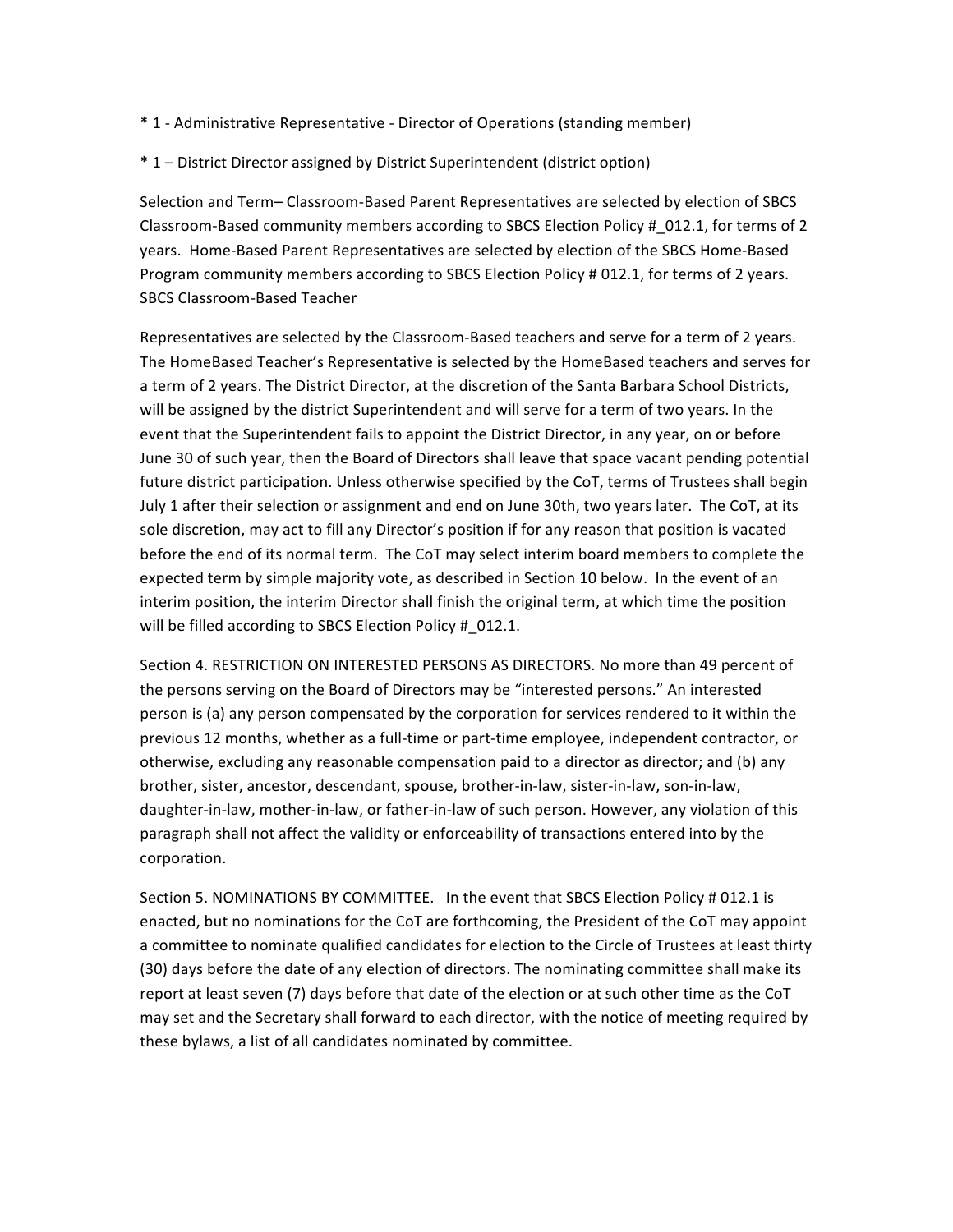* 1 - Administrative Representative - Director of Operations (standing member)

* 1 – District Director assigned by District Superintendent (district option)

Selection and Term– Classroom-Based Parent Representatives are selected by election of SBCS Classroom-Based community members according to SBCS Election Policy #_012.1, for terms of 2 years. Home-Based Parent Representatives are selected by election of the SBCS Home-Based Program community members according to SBCS Election Policy # 012.1, for terms of 2 years. SBCS Classroom-Based Teacher

Representatives are selected by the Classroom-Based teachers and serve for a term of 2 years. The HomeBased Teacher's Representative is selected by the HomeBased teachers and serves for a term of 2 years. The District Director, at the discretion of the Santa Barbara School Districts, will be assigned by the district Superintendent and will serve for a term of two years. In the event that the Superintendent fails to appoint the District Director, in any year, on or before June 30 of such year, then the Board of Directors shall leave that space vacant pending potential future district participation. Unless otherwise specified by the CoT, terms of Trustees shall begin July 1 after their selection or assignment and end on June 30th, two years later. The CoT, at its sole discretion, may act to fill any Director's position if for any reason that position is vacated before the end of its normal term. The CoT may select interim board members to complete the expected term by simple majority vote, as described in Section 10 below. In the event of an interim position, the interim Director shall finish the original term, at which time the position will be filled according to SBCS Election Policy #_012.1.

Section 4. RESTRICTION ON INTERESTED PERSONS AS DIRECTORS. No more than 49 percent of the persons serving on the Board of Directors may be "interested persons." An interested person is (a) any person compensated by the corporation for services rendered to it within the previous 12 months, whether as a full-time or part-time employee, independent contractor, or otherwise, excluding any reasonable compensation paid to a director as director; and (b) any brother, sister, ancestor, descendant, spouse, brother-in-law, sister-in-law, son-in-law, daughter-in-law, mother-in-law, or father-in-law of such person. However, any violation of this paragraph shall not affect the validity or enforceability of transactions entered into by the corporation.

Section 5. NOMINATIONS BY COMMITTEE. In the event that SBCS Election Policy # 012.1 is enacted, but no nominations for the CoT are forthcoming, the President of the CoT may appoint a committee to nominate qualified candidates for election to the Circle of Trustees at least thirty (30) days before the date of any election of directors. The nominating committee shall make its report at least seven (7) days before that date of the election or at such other time as the CoT may set and the Secretary shall forward to each director, with the notice of meeting required by these bylaws, a list of all candidates nominated by committee.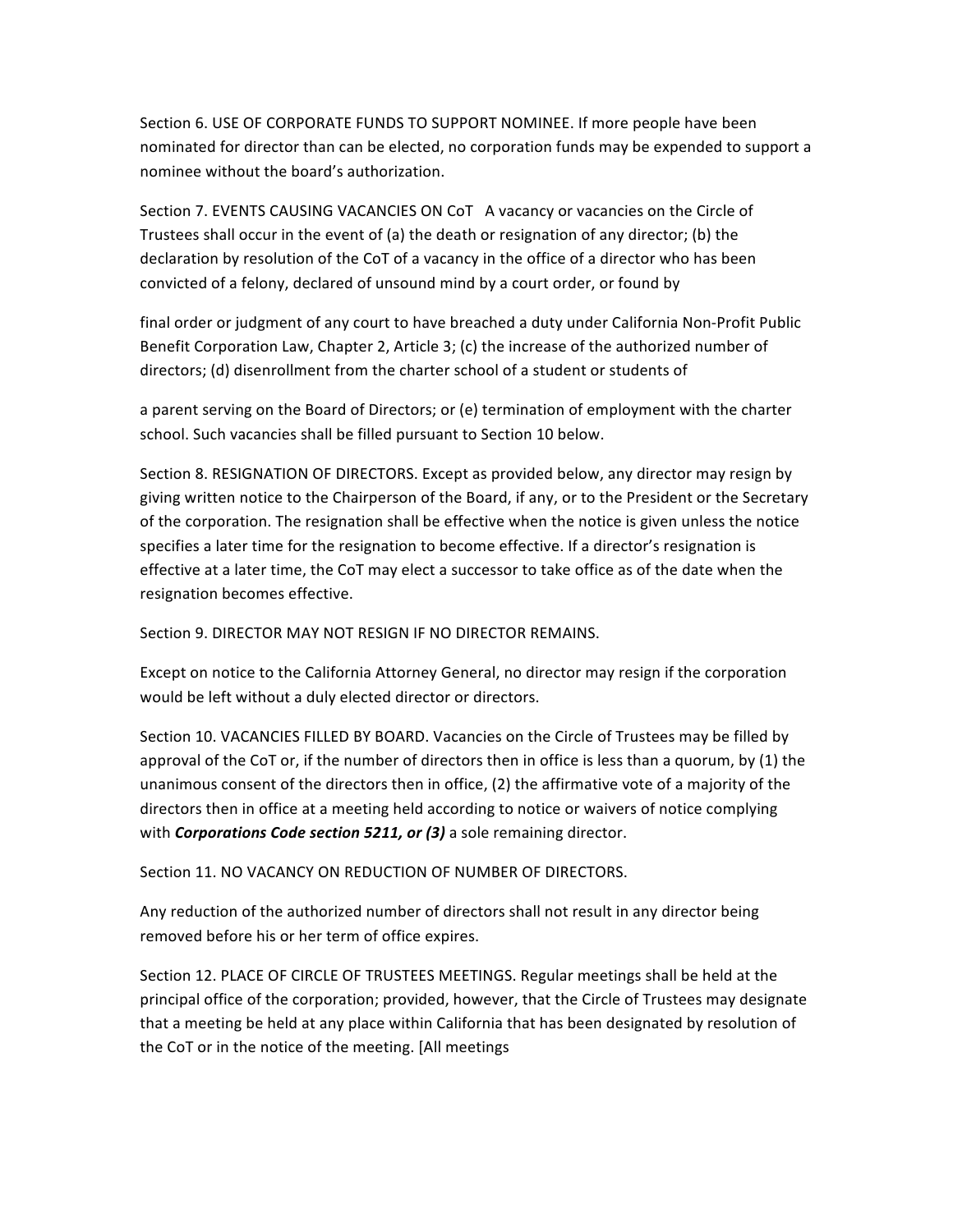Section 6. USE OF CORPORATE FUNDS TO SUPPORT NOMINEE. If more people have been nominated for director than can be elected, no corporation funds may be expended to support a nominee without the board's authorization.

Section 7. EVENTS CAUSING VACANCIES ON CoT A vacancy or vacancies on the Circle of Trustees shall occur in the event of (a) the death or resignation of any director; (b) the declaration by resolution of the CoT of a vacancy in the office of a director who has been convicted of a felony, declared of unsound mind by a court order, or found by

final order or judgment of any court to have breached a duty under California Non-Profit Public Benefit Corporation Law, Chapter 2, Article 3; (c) the increase of the authorized number of directors; (d) disenrollment from the charter school of a student or students of

a parent serving on the Board of Directors; or (e) termination of employment with the charter school. Such vacancies shall be filled pursuant to Section 10 below.

Section 8. RESIGNATION OF DIRECTORS. Except as provided below, any director may resign by giving written notice to the Chairperson of the Board, if any, or to the President or the Secretary of the corporation. The resignation shall be effective when the notice is given unless the notice specifies a later time for the resignation to become effective. If a director's resignation is effective at a later time, the CoT may elect a successor to take office as of the date when the resignation becomes effective.

Section 9. DIRECTOR MAY NOT RESIGN IF NO DIRECTOR REMAINS.

Except on notice to the California Attorney General, no director may resign if the corporation would be left without a duly elected director or directors.

Section 10. VACANCIES FILLED BY BOARD. Vacancies on the Circle of Trustees may be filled by approval of the CoT or, if the number of directors then in office is less than a quorum, by (1) the unanimous consent of the directors then in office, (2) the affirmative vote of a majority of the directors then in office at a meeting held according to notice or waivers of notice complying with ***Corporations Code section 5211, or (3)*** a sole remaining director.

Section 11. NO VACANCY ON REDUCTION OF NUMBER OF DIRECTORS.

Any reduction of the authorized number of directors shall not result in any director being removed before his or her term of office expires.

Section 12. PLACE OF CIRCLE OF TRUSTEES MEETINGS. Regular meetings shall be held at the principal office of the corporation; provided, however, that the Circle of Trustees may designate that a meeting be held at any place within California that has been designated by resolution of the CoT or in the notice of the meeting. [All meetings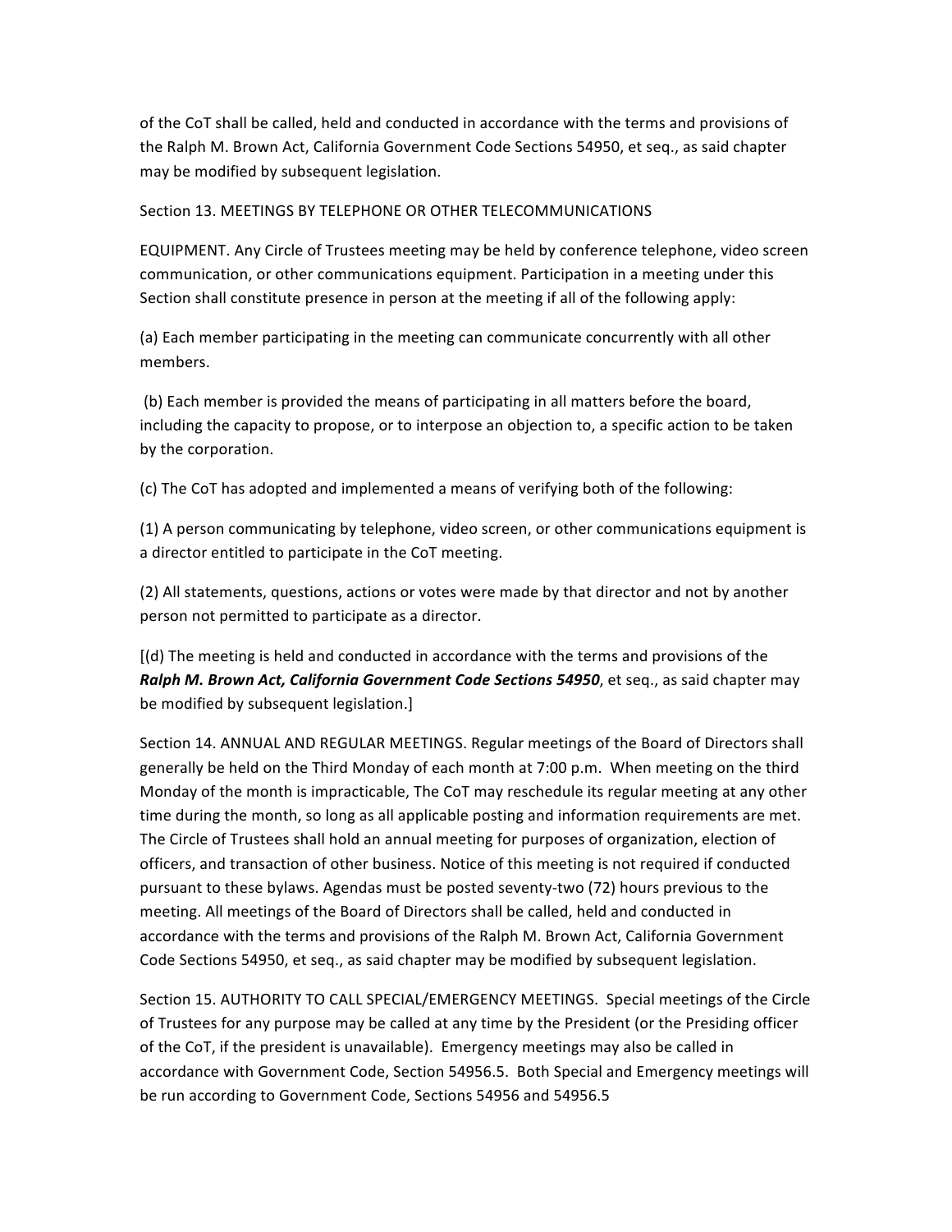of the CoT shall be called, held and conducted in accordance with the terms and provisions of the Ralph M. Brown Act, California Government Code Sections 54950, et seq., as said chapter may be modified by subsequent legislation.

Section 13. MEETINGS BY TELEPHONE OR OTHER TELECOMMUNICATIONS

EQUIPMENT. Any Circle of Trustees meeting may be held by conference telephone, video screen communication, or other communications equipment. Participation in a meeting under this Section shall constitute presence in person at the meeting if all of the following apply:

(a) Each member participating in the meeting can communicate concurrently with all other members.

(b) Each member is provided the means of participating in all matters before the board, including the capacity to propose, or to interpose an objection to, a specific action to be taken by the corporation.

(c) The CoT has adopted and implemented a means of verifying both of the following:

(1) A person communicating by telephone, video screen, or other communications equipment is a director entitled to participate in the CoT meeting.

(2) All statements, questions, actions or votes were made by that director and not by another person not permitted to participate as a director.

[(d) The meeting is held and conducted in accordance with the terms and provisions of the ***Ralph M. Brown Act, California Government Code Sections 54950***, et seq., as said chapter may be modified by subsequent legislation.]

Section 14. ANNUAL AND REGULAR MEETINGS. Regular meetings of the Board of Directors shall generally be held on the Third Monday of each month at 7:00 p.m. When meeting on the third Monday of the month is impracticable, The CoT may reschedule its regular meeting at any other time during the month, so long as all applicable posting and information requirements are met. The Circle of Trustees shall hold an annual meeting for purposes of organization, election of officers, and transaction of other business. Notice of this meeting is not required if conducted pursuant to these bylaws. Agendas must be posted seventy-two (72) hours previous to the meeting. All meetings of the Board of Directors shall be called, held and conducted in accordance with the terms and provisions of the Ralph M. Brown Act, California Government Code Sections 54950, et seq., as said chapter may be modified by subsequent legislation.

Section 15. AUTHORITY TO CALL SPECIAL/EMERGENCY MEETINGS. Special meetings of the Circle of Trustees for any purpose may be called at any time by the President (or the Presiding officer of the CoT, if the president is unavailable). Emergency meetings may also be called in accordance with Government Code, Section 54956.5. Both Special and Emergency meetings will be run according to Government Code, Sections 54956 and 54956.5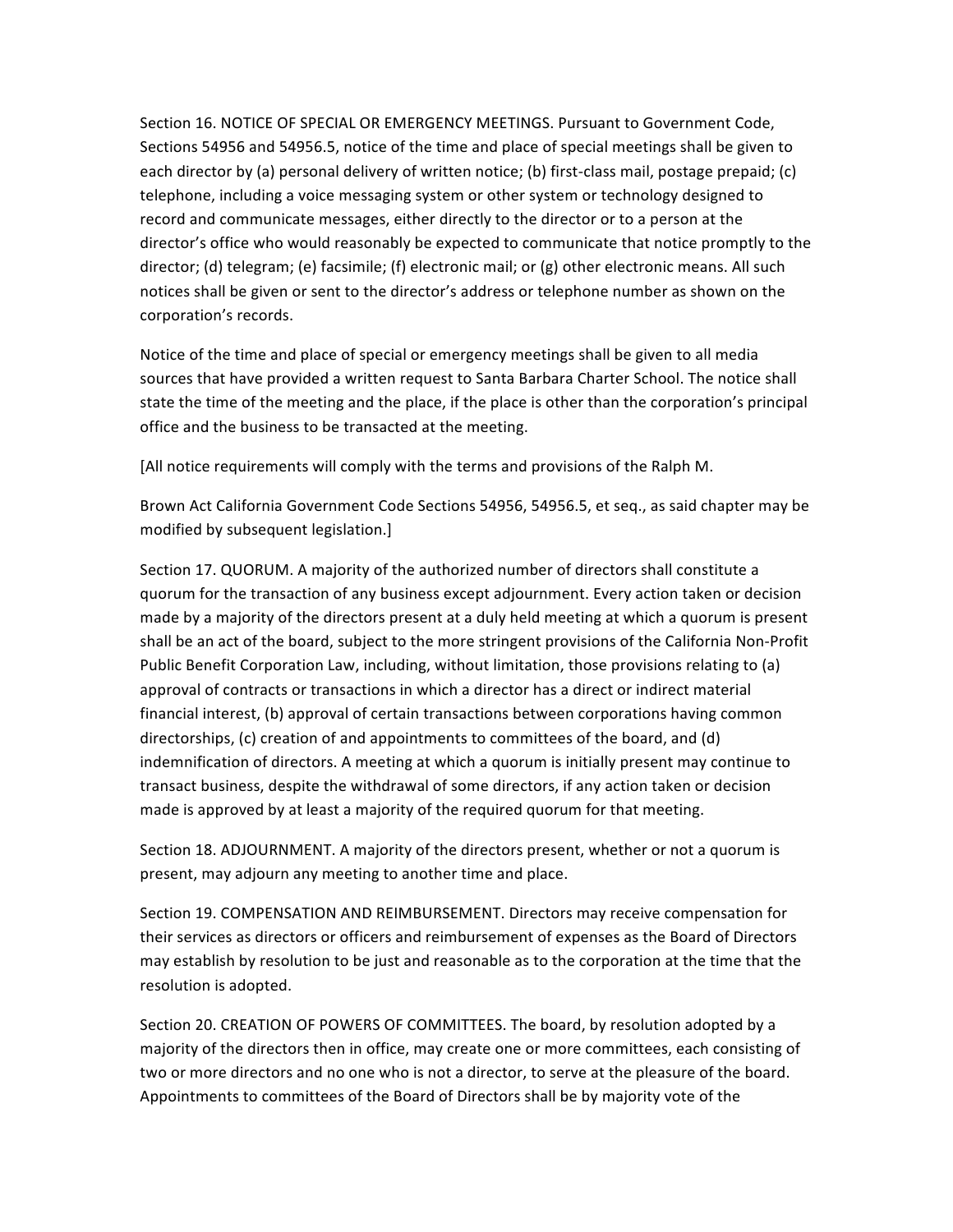Section 16. NOTICE OF SPECIAL OR EMERGENCY MEETINGS. Pursuant to Government Code, Sections 54956 and 54956.5, notice of the time and place of special meetings shall be given to each director by (a) personal delivery of written notice; (b) first-class mail, postage prepaid; (c) telephone, including a voice messaging system or other system or technology designed to record and communicate messages, either directly to the director or to a person at the director's office who would reasonably be expected to communicate that notice promptly to the director; (d) telegram; (e) facsimile; (f) electronic mail; or (g) other electronic means. All such notices shall be given or sent to the director's address or telephone number as shown on the corporation's records.

Notice of the time and place of special or emergency meetings shall be given to all media sources that have provided a written request to Santa Barbara Charter School. The notice shall state the time of the meeting and the place, if the place is other than the corporation's principal office and the business to be transacted at the meeting.

[All notice requirements will comply with the terms and provisions of the Ralph M.

Brown Act California Government Code Sections 54956, 54956.5, et seq., as said chapter may be modified by subsequent legislation.]

Section 17. QUORUM. A majority of the authorized number of directors shall constitute a quorum for the transaction of any business except adjournment. Every action taken or decision made by a majority of the directors present at a duly held meeting at which a quorum is present shall be an act of the board, subject to the more stringent provisions of the California Non-Profit Public Benefit Corporation Law, including, without limitation, those provisions relating to (a) approval of contracts or transactions in which a director has a direct or indirect material financial interest, (b) approval of certain transactions between corporations having common directorships, (c) creation of and appointments to committees of the board, and (d) indemnification of directors. A meeting at which a quorum is initially present may continue to transact business, despite the withdrawal of some directors, if any action taken or decision made is approved by at least a majority of the required quorum for that meeting.

Section 18. ADJOURNMENT. A majority of the directors present, whether or not a quorum is present, may adjourn any meeting to another time and place.

Section 19. COMPENSATION AND REIMBURSEMENT. Directors may receive compensation for their services as directors or officers and reimbursement of expenses as the Board of Directors may establish by resolution to be just and reasonable as to the corporation at the time that the resolution is adopted.

Section 20. CREATION OF POWERS OF COMMITTEES. The board, by resolution adopted by a majority of the directors then in office, may create one or more committees, each consisting of two or more directors and no one who is not a director, to serve at the pleasure of the board. Appointments to committees of the Board of Directors shall be by majority vote of the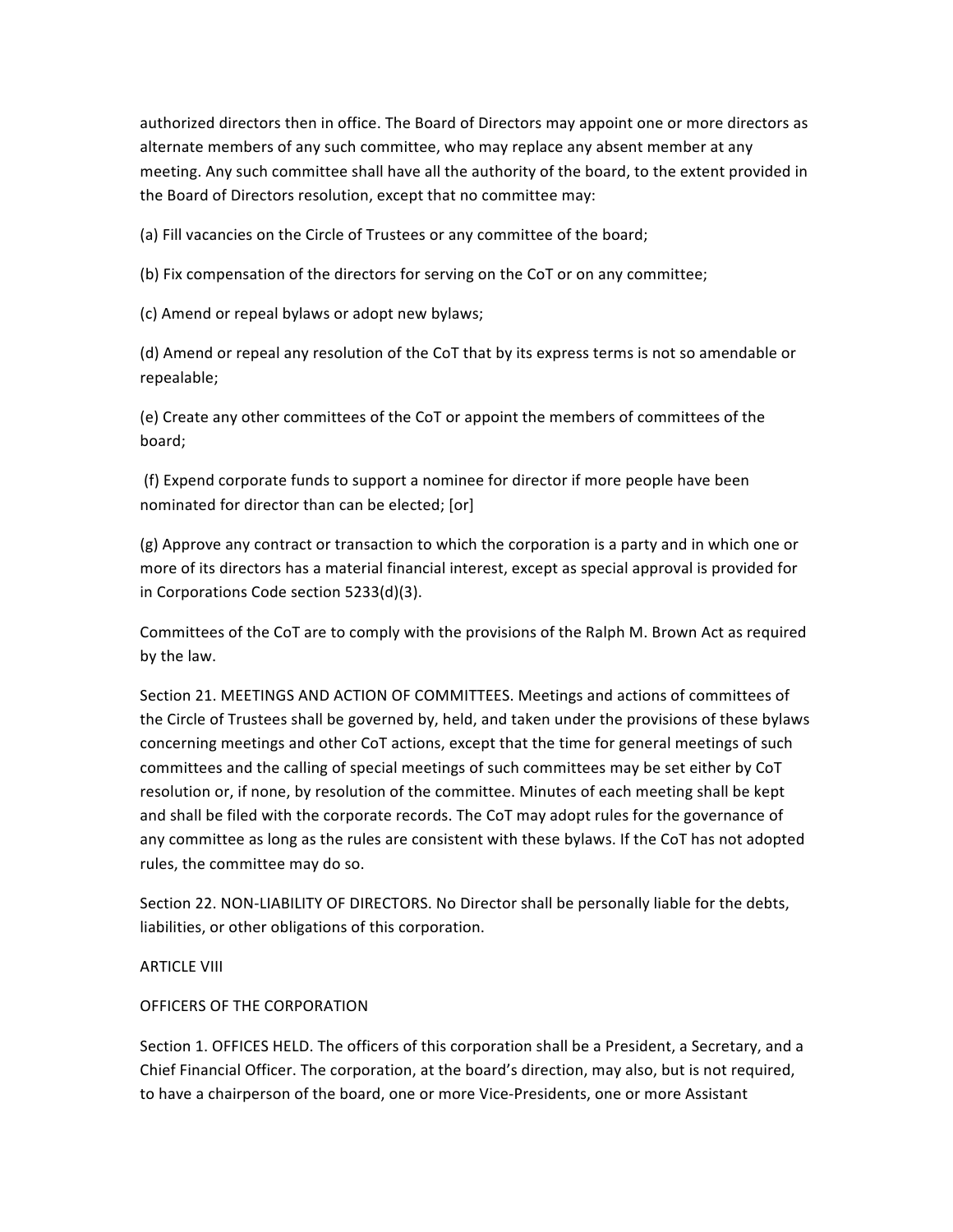authorized directors then in office. The Board of Directors may appoint one or more directors as alternate members of any such committee, who may replace any absent member at any meeting. Any such committee shall have all the authority of the board, to the extent provided in the Board of Directors resolution, except that no committee may:

(a) Fill vacancies on the Circle of Trustees or any committee of the board;

(b) Fix compensation of the directors for serving on the CoT or on any committee;

(c) Amend or repeal bylaws or adopt new bylaws;

(d) Amend or repeal any resolution of the CoT that by its express terms is not so amendable or repealable;

(e) Create any other committees of the CoT or appoint the members of committees of the board;

(f) Expend corporate funds to support a nominee for director if more people have been nominated for director than can be elected; [or]

(g) Approve any contract or transaction to which the corporation is a party and in which one or more of its directors has a material financial interest, except as special approval is provided for in Corporations Code section 5233(d)(3).

Committees of the CoT are to comply with the provisions of the Ralph M. Brown Act as required by the law.

Section 21. MEETINGS AND ACTION OF COMMITTEES. Meetings and actions of committees of the Circle of Trustees shall be governed by, held, and taken under the provisions of these bylaws concerning meetings and other CoT actions, except that the time for general meetings of such committees and the calling of special meetings of such committees may be set either by CoT resolution or, if none, by resolution of the committee. Minutes of each meeting shall be kept and shall be filed with the corporate records. The CoT may adopt rules for the governance of any committee as long as the rules are consistent with these bylaws. If the CoT has not adopted rules, the committee may do so.

Section 22. NON-LIABILITY OF DIRECTORS. No Director shall be personally liable for the debts, liabilities, or other obligations of this corporation.

## ARTICLE VIII

## OFFICERS OF THE CORPORATION

Section 1. OFFICES HELD. The officers of this corporation shall be a President, a Secretary, and a Chief Financial Officer. The corporation, at the board's direction, may also, but is not required, to have a chairperson of the board, one or more Vice-Presidents, one or more Assistant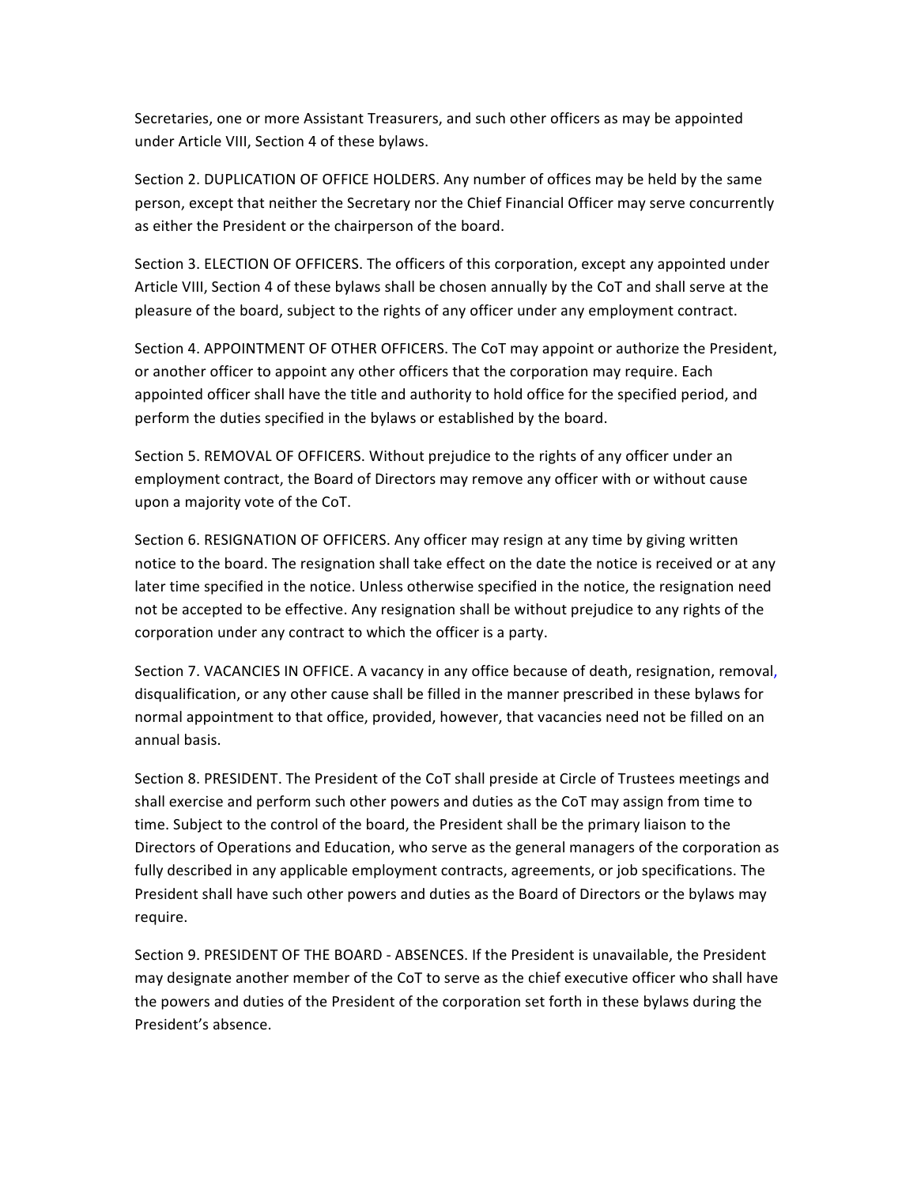Secretaries, one or more Assistant Treasurers, and such other officers as may be appointed under Article VIII, Section 4 of these bylaws.

Section 2. DUPLICATION OF OFFICE HOLDERS. Any number of offices may be held by the same person, except that neither the Secretary nor the Chief Financial Officer may serve concurrently as either the President or the chairperson of the board.

Section 3. ELECTION OF OFFICERS. The officers of this corporation, except any appointed under Article VIII, Section 4 of these bylaws shall be chosen annually by the CoT and shall serve at the pleasure of the board, subject to the rights of any officer under any employment contract.

Section 4. APPOINTMENT OF OTHER OFFICERS. The CoT may appoint or authorize the President, or another officer to appoint any other officers that the corporation may require. Each appointed officer shall have the title and authority to hold office for the specified period, and perform the duties specified in the bylaws or established by the board.

Section 5. REMOVAL OF OFFICERS. Without prejudice to the rights of any officer under an employment contract, the Board of Directors may remove any officer with or without cause upon a majority vote of the CoT.

Section 6. RESIGNATION OF OFFICERS. Any officer may resign at any time by giving written notice to the board. The resignation shall take effect on the date the notice is received or at any later time specified in the notice. Unless otherwise specified in the notice, the resignation need not be accepted to be effective. Any resignation shall be without prejudice to any rights of the corporation under any contract to which the officer is a party.

Section 7. VACANCIES IN OFFICE. A vacancy in any office because of death, resignation, removal, disqualification, or any other cause shall be filled in the manner prescribed in these bylaws for normal appointment to that office, provided, however, that vacancies need not be filled on an annual basis.

Section 8. PRESIDENT. The President of the CoT shall preside at Circle of Trustees meetings and shall exercise and perform such other powers and duties as the CoT may assign from time to time. Subject to the control of the board, the President shall be the primary liaison to the Directors of Operations and Education, who serve as the general managers of the corporation as fully described in any applicable employment contracts, agreements, or job specifications. The President shall have such other powers and duties as the Board of Directors or the bylaws may require.

Section 9. PRESIDENT OF THE BOARD - ABSENCES. If the President is unavailable, the President may designate another member of the CoT to serve as the chief executive officer who shall have the powers and duties of the President of the corporation set forth in these bylaws during the President's absence.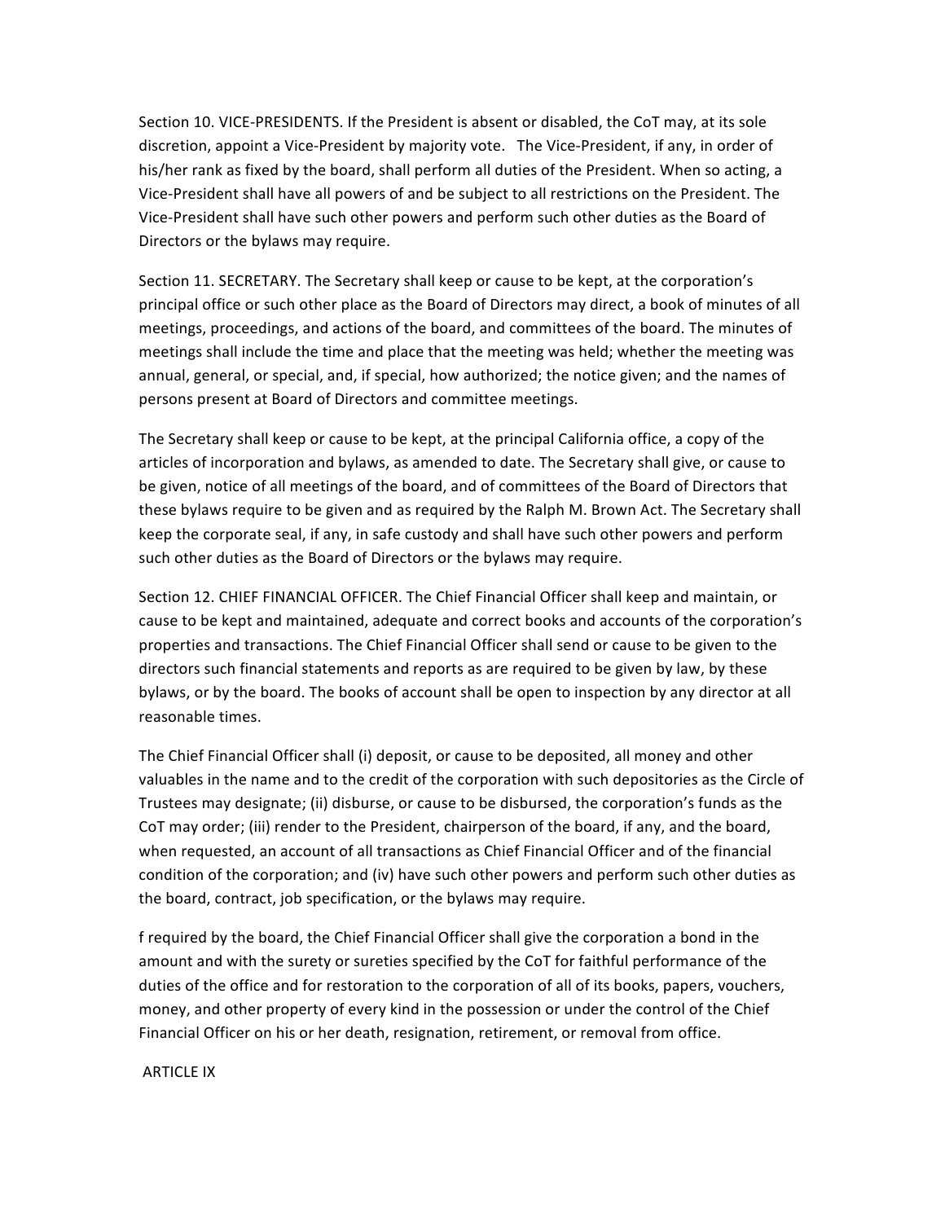Section 10. VICE-PRESIDENTS. If the President is absent or disabled, the CoT may, at its sole discretion, appoint a Vice-President by majority vote. The Vice-President, if any, in order of his/her rank as fixed by the board, shall perform all duties of the President. When so acting, a Vice-President shall have all powers of and be subject to all restrictions on the President. The Vice-President shall have such other powers and perform such other duties as the Board of Directors or the bylaws may require.

Section 11. SECRETARY. The Secretary shall keep or cause to be kept, at the corporation's principal office or such other place as the Board of Directors may direct, a book of minutes of all meetings, proceedings, and actions of the board, and committees of the board. The minutes of meetings shall include the time and place that the meeting was held; whether the meeting was annual, general, or special, and, if special, how authorized; the notice given; and the names of persons present at Board of Directors and committee meetings.

The Secretary shall keep or cause to be kept, at the principal California office, a copy of the articles of incorporation and bylaws, as amended to date. The Secretary shall give, or cause to be given, notice of all meetings of the board, and of committees of the Board of Directors that these bylaws require to be given and as required by the Ralph M. Brown Act. The Secretary shall keep the corporate seal, if any, in safe custody and shall have such other powers and perform such other duties as the Board of Directors or the bylaws may require.

Section 12. CHIEF FINANCIAL OFFICER. The Chief Financial Officer shall keep and maintain, or cause to be kept and maintained, adequate and correct books and accounts of the corporation's properties and transactions. The Chief Financial Officer shall send or cause to be given to the directors such financial statements and reports as are required to be given by law, by these bylaws, or by the board. The books of account shall be open to inspection by any director at all reasonable times.

The Chief Financial Officer shall (i) deposit, or cause to be deposited, all money and other valuables in the name and to the credit of the corporation with such depositories as the Circle of Trustees may designate; (ii) disburse, or cause to be disbursed, the corporation's funds as the CoT may order; (iii) render to the President, chairperson of the board, if any, and the board, when requested, an account of all transactions as Chief Financial Officer and of the financial condition of the corporation; and (iv) have such other powers and perform such other duties as the board, contract, job specification, or the bylaws may require.

f required by the board, the Chief Financial Officer shall give the corporation a bond in the amount and with the surety or sureties specified by the CoT for faithful performance of the duties of the office and for restoration to the corporation of all of its books, papers, vouchers, money, and other property of every kind in the possession or under the control of the Chief Financial Officer on his or her death, resignation, retirement, or removal from office.

ARTICLE IX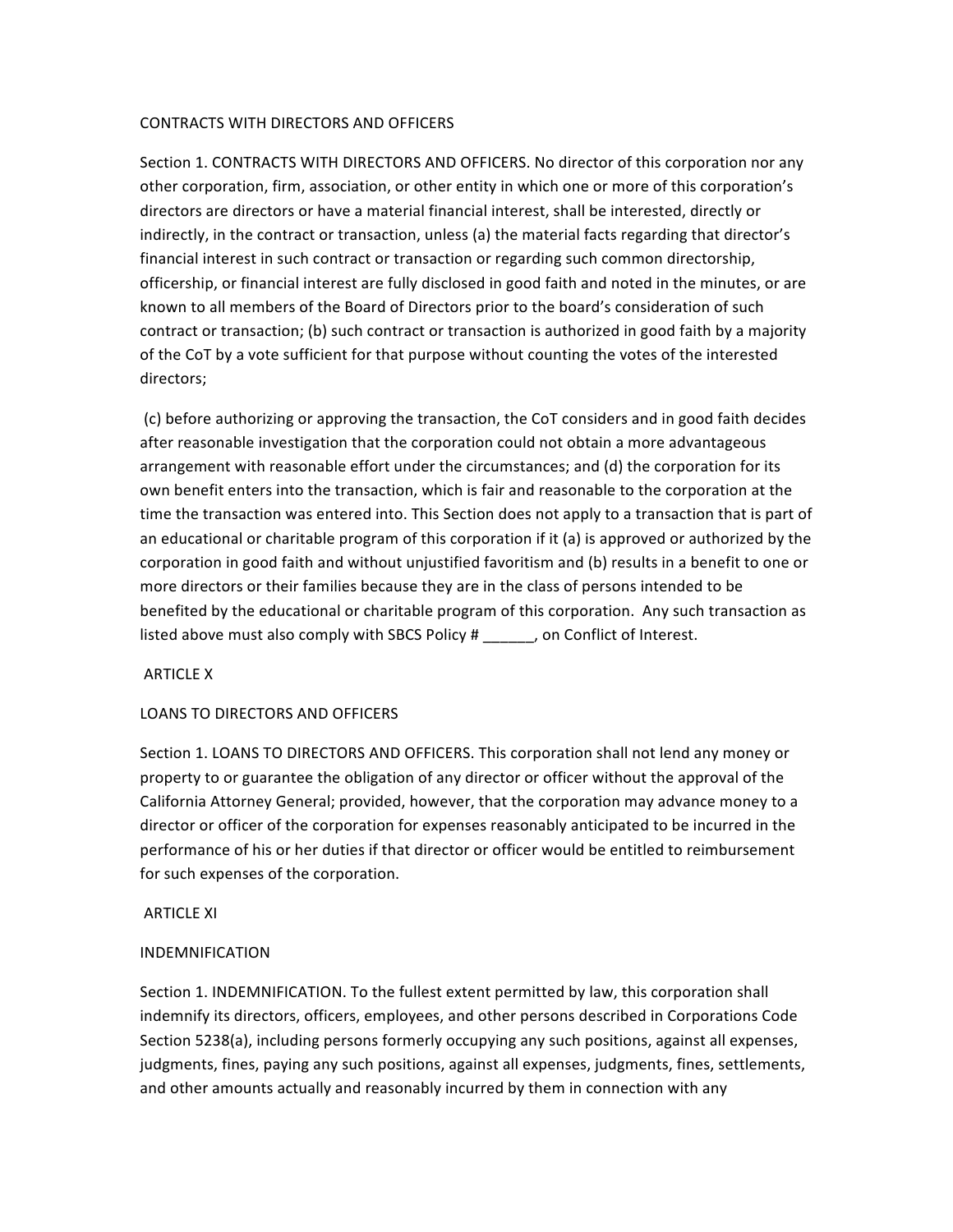CONTRACTS WITH DIRECTORS AND OFFICERS

Section 1. CONTRACTS WITH DIRECTORS AND OFFICERS. No director of this corporation nor any other corporation, firm, association, or other entity in which one or more of this corporation's directors are directors or have a material financial interest, shall be interested, directly or indirectly, in the contract or transaction, unless (a) the material facts regarding that director's financial interest in such contract or transaction or regarding such common directorship, officership, or financial interest are fully disclosed in good faith and noted in the minutes, or are known to all members of the Board of Directors prior to the board's consideration of such contract or transaction; (b) such contract or transaction is authorized in good faith by a majority of the CoT by a vote sufficient for that purpose without counting the votes of the interested directors;

(c) before authorizing or approving the transaction, the CoT considers and in good faith decides after reasonable investigation that the corporation could not obtain a more advantageous arrangement with reasonable effort under the circumstances; and (d) the corporation for its own benefit enters into the transaction, which is fair and reasonable to the corporation at the time the transaction was entered into. This Section does not apply to a transaction that is part of an educational or charitable program of this corporation if it (a) is approved or authorized by the corporation in good faith and without unjustified favoritism and (b) results in a benefit to one or more directors or their families because they are in the class of persons intended to be benefited by the educational or charitable program of this corporation. Any such transaction as listed above must also comply with SBCS Policy # ______, on Conflict of Interest.

ARTICLE X

LOANS TO DIRECTORS AND OFFICERS

Section 1. LOANS TO DIRECTORS AND OFFICERS. This corporation shall not lend any money or property to or guarantee the obligation of any director or officer without the approval of the California Attorney General; provided, however, that the corporation may advance money to a director or officer of the corporation for expenses reasonably anticipated to be incurred in the performance of his or her duties if that director or officer would be entitled to reimbursement for such expenses of the corporation.

ARTICLE XI

INDEMNIFICATION

Section 1. INDEMNIFICATION. To the fullest extent permitted by law, this corporation shall indemnify its directors, officers, employees, and other persons described in Corporations Code Section 5238(a), including persons formerly occupying any such positions, against all expenses, judgments, fines, paying any such positions, against all expenses, judgments, fines, settlements, and other amounts actually and reasonably incurred by them in connection with any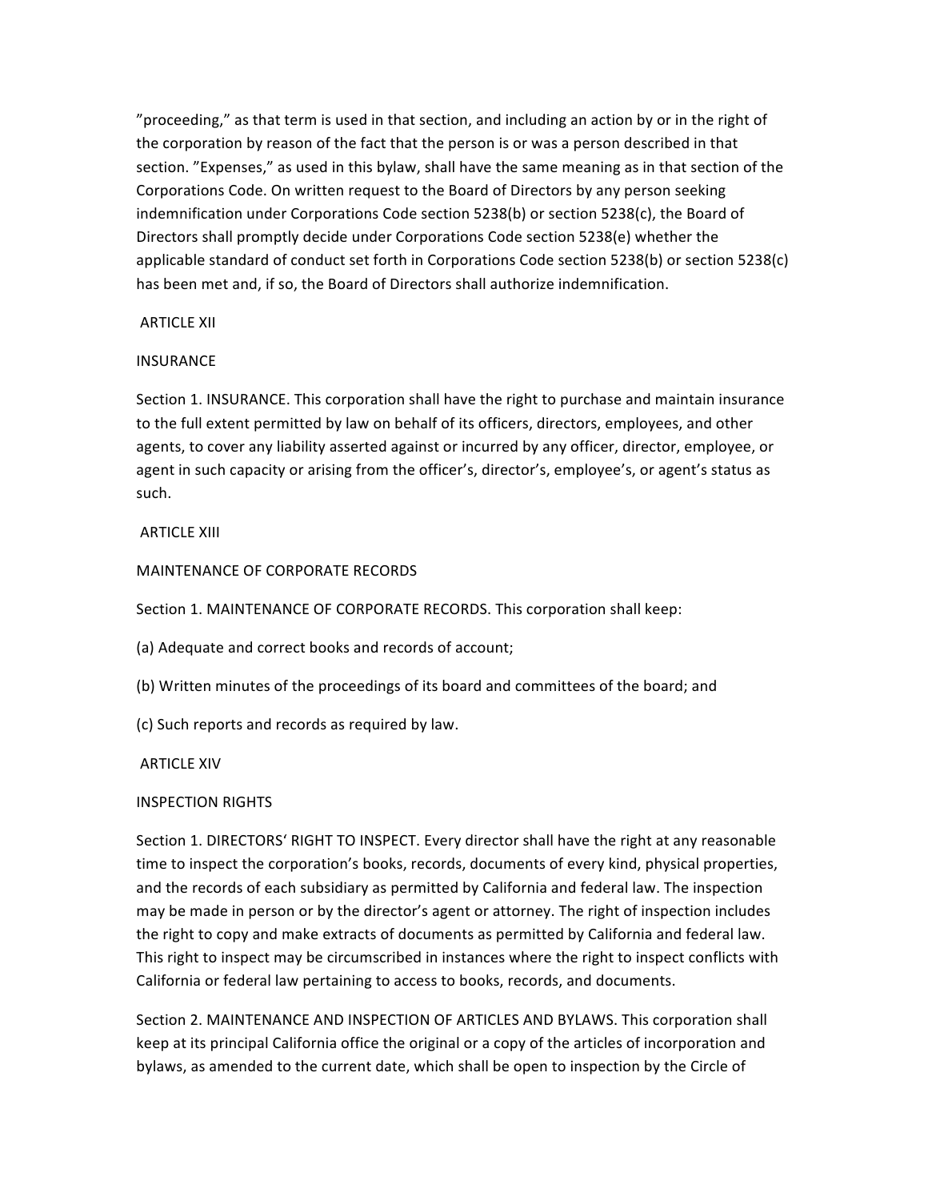”proceeding,” as that term is used in that section, and including an action by or in the right of the corporation by reason of the fact that the person is or was a person described in that section. ”Expenses,” as used in this bylaw, shall have the same meaning as in that section of the Corporations Code. On written request to the Board of Directors by any person seeking indemnification under Corporations Code section 5238(b) or section 5238(c), the Board of Directors shall promptly decide under Corporations Code section 5238(e) whether the applicable standard of conduct set forth in Corporations Code section 5238(b) or section 5238(c) has been met and, if so, the Board of Directors shall authorize indemnification.

## ARTICLE XII

## INSURANCE

Section 1. INSURANCE. This corporation shall have the right to purchase and maintain insurance to the full extent permitted by law on behalf of its officers, directors, employees, and other agents, to cover any liability asserted against or incurred by any officer, director, employee, or agent in such capacity or arising from the officer’s, director’s, employee’s, or agent’s status as such.

## ARTICLE XIII

## MAINTENANCE OF CORPORATE RECORDS

Section 1. MAINTENANCE OF CORPORATE RECORDS. This corporation shall keep:

(a) Adequate and correct books and records of account;

(b) Written minutes of the proceedings of its board and committees of the board; and

(c) Such reports and records as required by law.

## ARTICLE XIV

## INSPECTION RIGHTS

Section 1. DIRECTORS‘ RIGHT TO INSPECT. Every director shall have the right at any reasonable time to inspect the corporation’s books, records, documents of every kind, physical properties, and the records of each subsidiary as permitted by California and federal law. The inspection may be made in person or by the director’s agent or attorney. The right of inspection includes the right to copy and make extracts of documents as permitted by California and federal law. This right to inspect may be circumscribed in instances where the right to inspect conflicts with California or federal law pertaining to access to books, records, and documents.

Section 2. MAINTENANCE AND INSPECTION OF ARTICLES AND BYLAWS. This corporation shall keep at its principal California office the original or a copy of the articles of incorporation and bylaws, as amended to the current date, which shall be open to inspection by the Circle of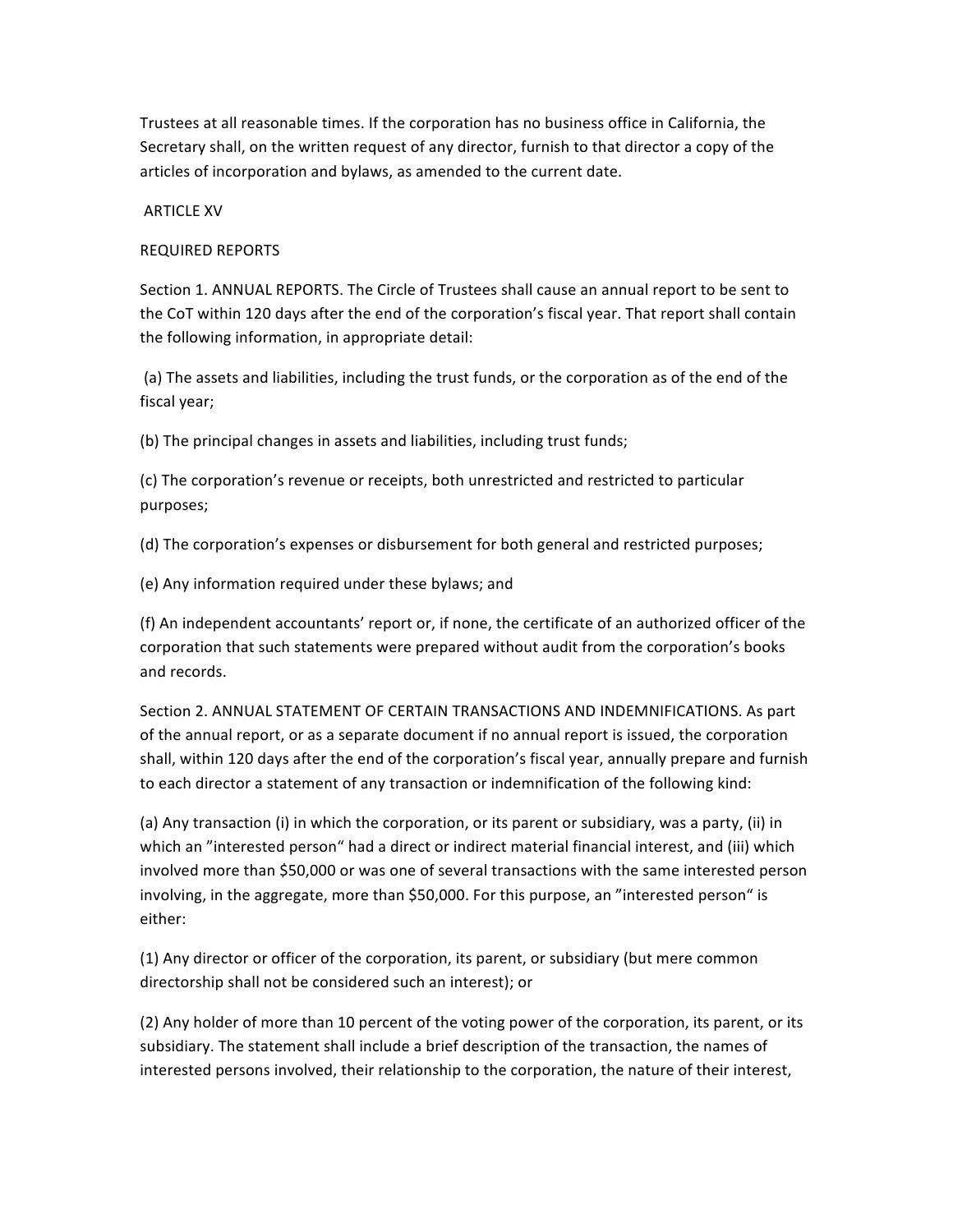Trustees at all reasonable times. If the corporation has no business office in California, the Secretary shall, on the written request of any director, furnish to that director a copy of the articles of incorporation and bylaws, as amended to the current date.

## ARTICLE XV

## REQUIRED REPORTS

Section 1. ANNUAL REPORTS. The Circle of Trustees shall cause an annual report to be sent to the CoT within 120 days after the end of the corporation's fiscal year. That report shall contain the following information, in appropriate detail:

(a) The assets and liabilities, including the trust funds, or the corporation as of the end of the fiscal year;

(b) The principal changes in assets and liabilities, including trust funds;

(c) The corporation's revenue or receipts, both unrestricted and restricted to particular purposes;

(d) The corporation's expenses or disbursement for both general and restricted purposes;

(e) Any information required under these bylaws; and

(f) An independent accountants' report or, if none, the certificate of an authorized officer of the corporation that such statements were prepared without audit from the corporation's books and records.

Section 2. ANNUAL STATEMENT OF CERTAIN TRANSACTIONS AND INDEMNIFICATIONS. As part of the annual report, or as a separate document if no annual report is issued, the corporation shall, within 120 days after the end of the corporation's fiscal year, annually prepare and furnish to each director a statement of any transaction or indemnification of the following kind:

(a) Any transaction (i) in which the corporation, or its parent or subsidiary, was a party, (ii) in which an "interested person" had a direct or indirect material financial interest, and (iii) which involved more than $50,000 or was one of several transactions with the same interested person involving, in the aggregate, more than $50,000. For this purpose, an "interested person" is either:

(1) Any director or officer of the corporation, its parent, or subsidiary (but mere common directorship shall not be considered such an interest); or

(2) Any holder of more than 10 percent of the voting power of the corporation, its parent, or its subsidiary. The statement shall include a brief description of the transaction, the names of interested persons involved, their relationship to the corporation, the nature of their interest,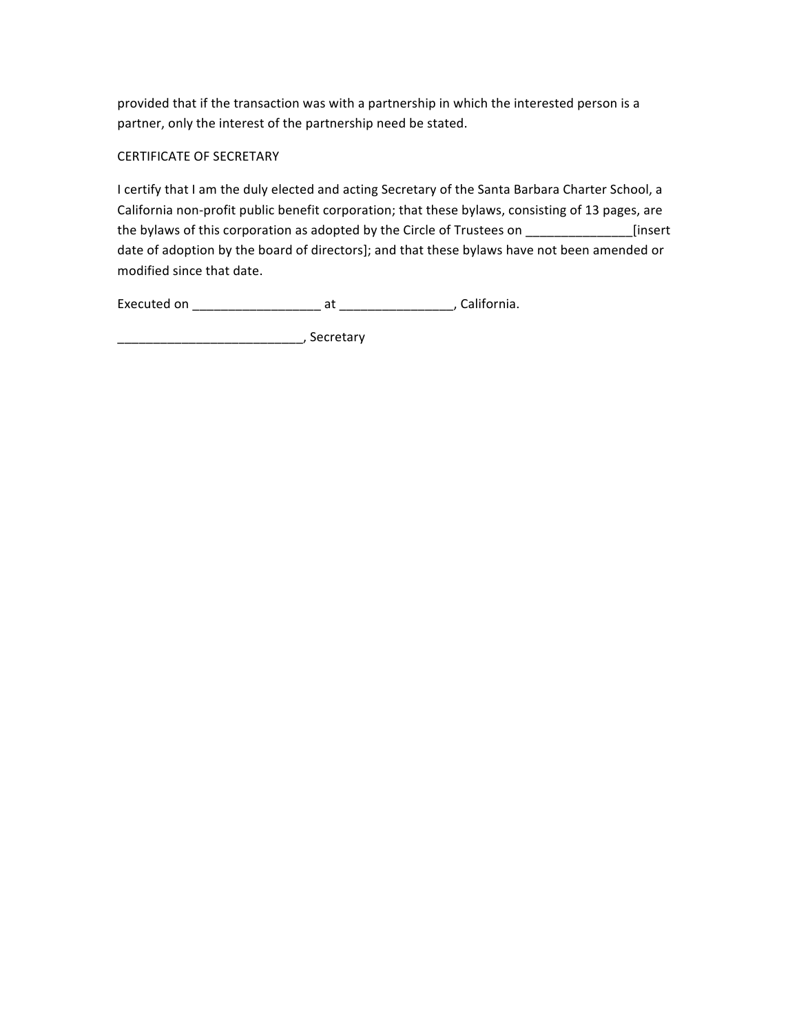provided that if the transaction was with a partnership in which the interested person is a partner, only the interest of the partnership need be stated.

CERTIFICATE OF SECRETARY

I certify that I am the duly elected and acting Secretary of the Santa Barbara Charter School, a California non-profit public benefit corporation; that these bylaws, consisting of 13 pages, are the bylaws of this corporation as adopted by the Circle of Trustees on _______________[insert date of adoption by the board of directors]; and that these bylaws have not been amended or modified since that date.

Executed on __________________ at ________________, California.

__________________________, Secretary